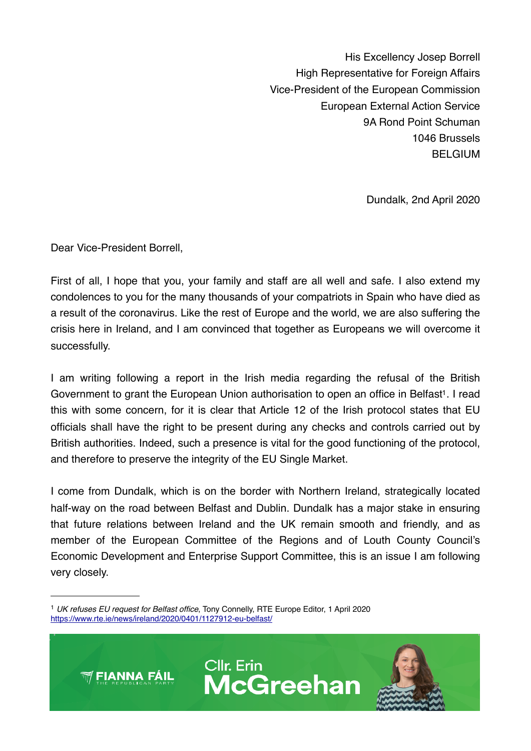His Excellency Josep Borrell
High Representative for Foreign Affairs
Vice-President of the European Commission
European External Action Service
9A Rond Point Schuman
1046 Brussels
BELGIUM

Dundalk, 2nd April 2020

Dear Vice-President Borrell,

First of all, I hope that you, your family and staff are all well and safe. I also extend my condolences to you for the many thousands of your compatriots in Spain who have died as a result of the coronavirus. Like the rest of Europe and the world, we are also suffering the crisis here in Ireland, and I am convinced that together as Europeans we will overcome it successfully.

I am writing following a report in the Irish media regarding the refusal of the British Government to grant the European Union authorisation to open an office in Belfast[1]. I read this with some concern, for it is clear that Article 12 of the Irish protocol states that EU officials shall have the right to be present during any checks and controls carried out by British authorities. Indeed, such a presence is vital for the good functioning of the protocol, and therefore to preserve the integrity of the EU Single Market.

I come from Dundalk, which is on the border with Northern Ireland, strategically located half-way on the road between Belfast and Dublin. Dundalk has a major stake in ensuring that future relations between Ireland and the UK remain smooth and friendly, and as member of the European Committee of the Regions and of Louth County Council's Economic Development and Enterprise Support Committee, this is an issue I am following very closely.

---

[1] *UK refuses EU request for Belfast office*, Tony Connelly, RTE Europe Editor, 1 April 2020 https://www.rte.ie/news/ireland/2020/0401/1127912-eu-belfast/

FIANNA FÁIL THE REPUBLICAN PARTY — Cllr. Erin McGreehan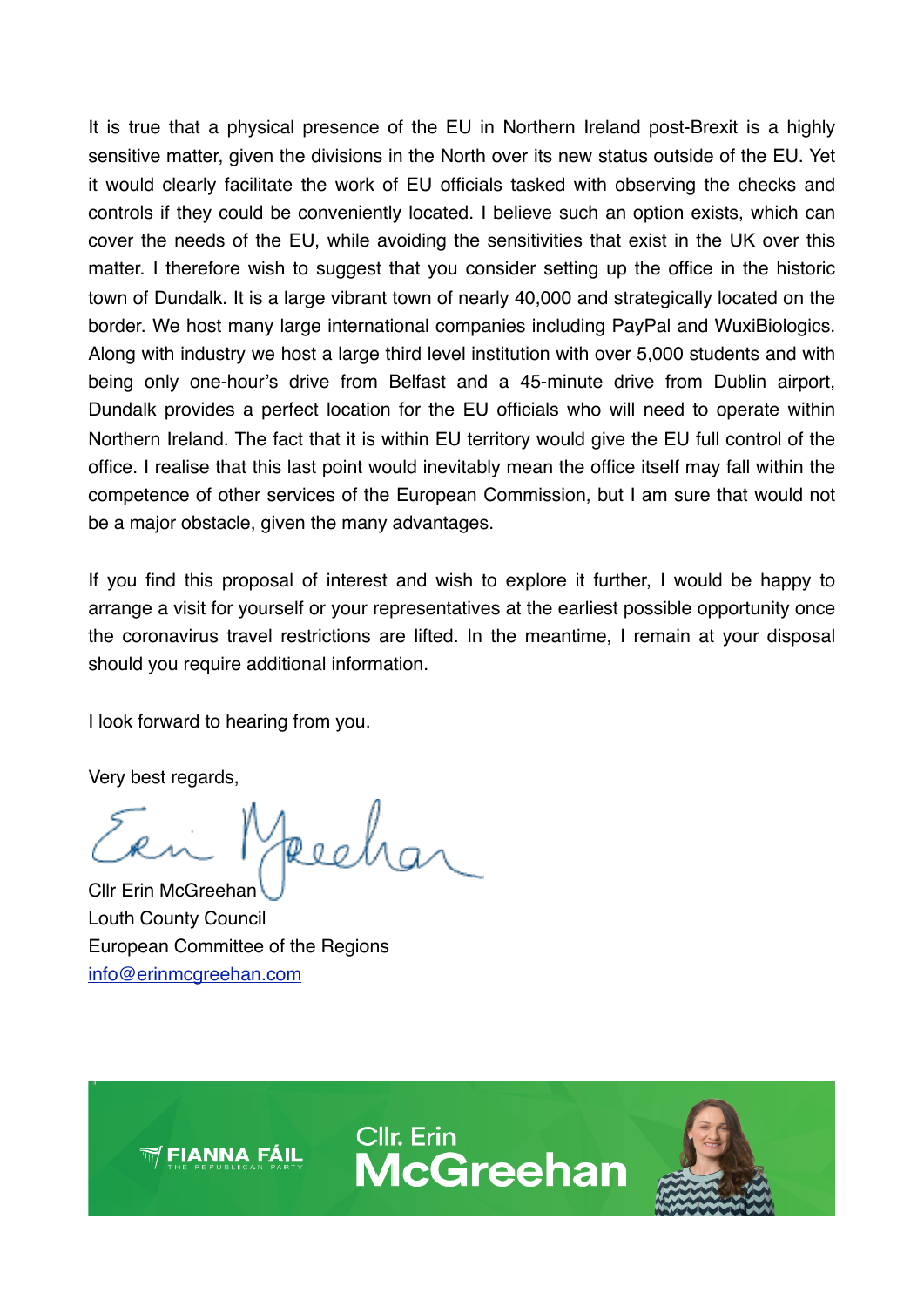It is true that a physical presence of the EU in Northern Ireland post-Brexit is a highly sensitive matter, given the divisions in the North over its new status outside of the EU. Yet it would clearly facilitate the work of EU officials tasked with observing the checks and controls if they could be conveniently located. I believe such an option exists, which can cover the needs of the EU, while avoiding the sensitivities that exist in the UK over this matter. I therefore wish to suggest that you consider setting up the office in the historic town of Dundalk. It is a large vibrant town of nearly 40,000 and strategically located on the border. We host many large international companies including PayPal and WuxiBiologics. Along with industry we host a large third level institution with over 5,000 students and with being only one-hour's drive from Belfast and a 45-minute drive from Dublin airport, Dundalk provides a perfect location for the EU officials who will need to operate within Northern Ireland. The fact that it is within EU territory would give the EU full control of the office. I realise that this last point would inevitably mean the office itself may fall within the competence of other services of the European Commission, but I am sure that would not be a major obstacle, given the many advantages.

If you find this proposal of interest and wish to explore it further, I would be happy to arrange a visit for yourself or your representatives at the earliest possible opportunity once the coronavirus travel restrictions are lifted. In the meantime, I remain at your disposal should you require additional information.

I look forward to hearing from you.

Very best regards,

Cllr Erin McGreehan
Louth County Council
European Committee of the Regions
[info@erinmcgreehan.com](mailto:info@erinmcgreehan.com)

FIANNA FÁIL THE REPUBLICAN PARTY

Cllr. Erin McGreehan